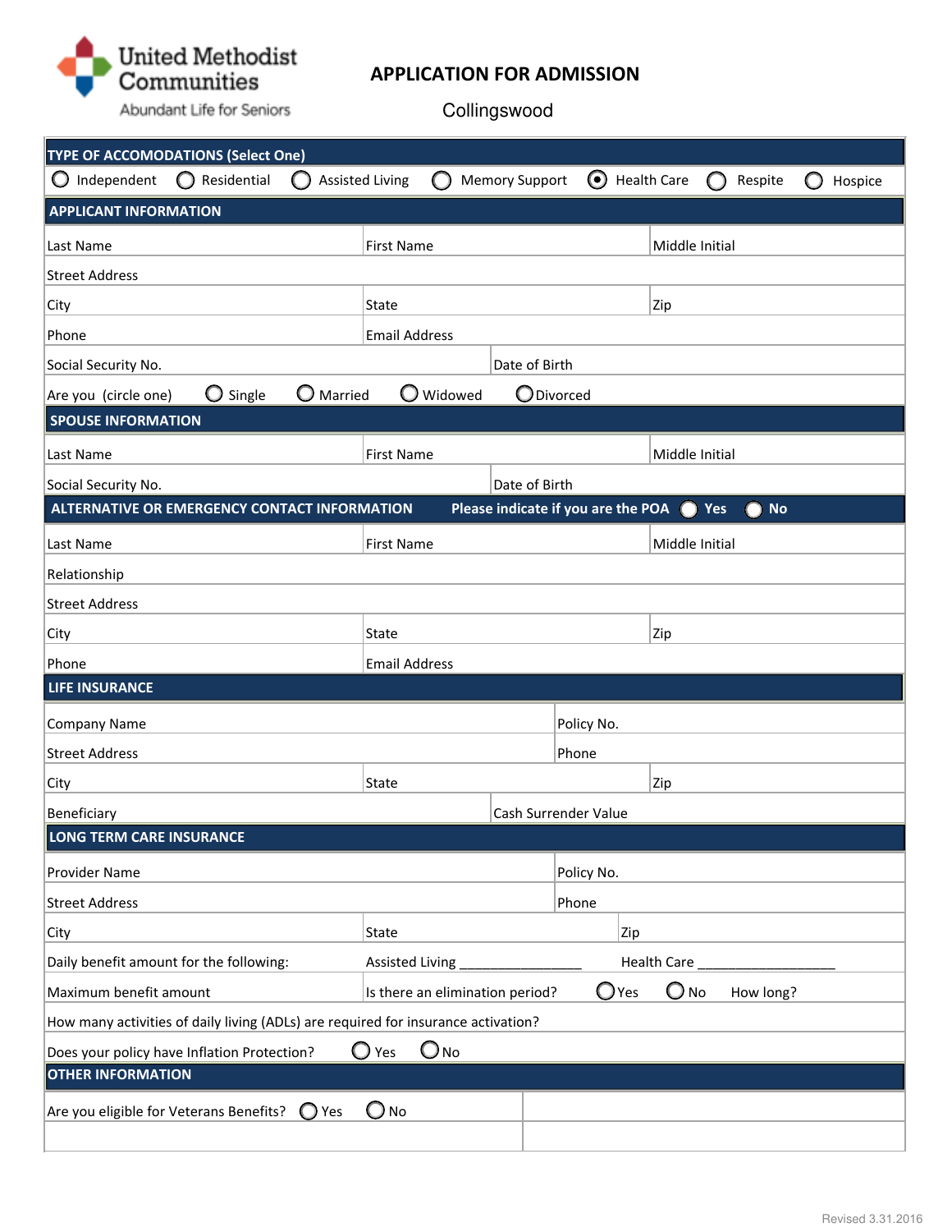United Methodist Communities

Abundant Life for Seniors

# APPLICATION FOR ADMISSION

Collingswood

## TYPE OF ACCOMODATIONS (Select One)

○ Independent ○ Residential ○ Assisted Living ○ Memory Support ◉ Health Care ○ Respite ○ Hospice

## APPLICANT INFORMATION

| Last Name | First Name | Middle Initial |
|---|---|---|
| Street Address | | |
| City | State | Zip |
| Phone | Email Address | |
| Social Security No. | Date of Birth | |

Are you (circle one) ○ Single ○ Married ○ Widowed ○ Divorced

## SPOUSE INFORMATION

| Last Name | First Name | Middle Initial |
|---|---|---|
| Social Security No. | Date of Birth | |

## ALTERNATIVE OR EMERGENCY CONTACT INFORMATION

Please indicate if you are the POA ○ Yes ○ No

| Last Name | First Name | Middle Initial |
|---|---|---|
| Relationship | | |
| Street Address | | |
| City | State | Zip |
| Phone | Email Address | |

## LIFE INSURANCE

| Company Name | Policy No. | |
|---|---|---|
| Street Address | Phone | |
| City | State | Zip |
| Beneficiary | Cash Surrender Value | |

## LONG TERM CARE INSURANCE

| Provider Name | Policy No. | |
|---|---|---|
| Street Address | Phone | |
| City | State | Zip |
| Daily benefit amount for the following: | Assisted Living ________________ | Health Care ___________________ |
| Maximum benefit amount | Is there an elimination period? ○ Yes ○ No | How long? |

How many activities of daily living (ADLs) are required for insurance activation?

Does your policy have Inflation Protection? ○ Yes ○ No

## OTHER INFORMATION

| Are you eligible for Veterans Benefits? ○ Yes ○ No | |
|---|---|
| | |

Revised 3.31.2016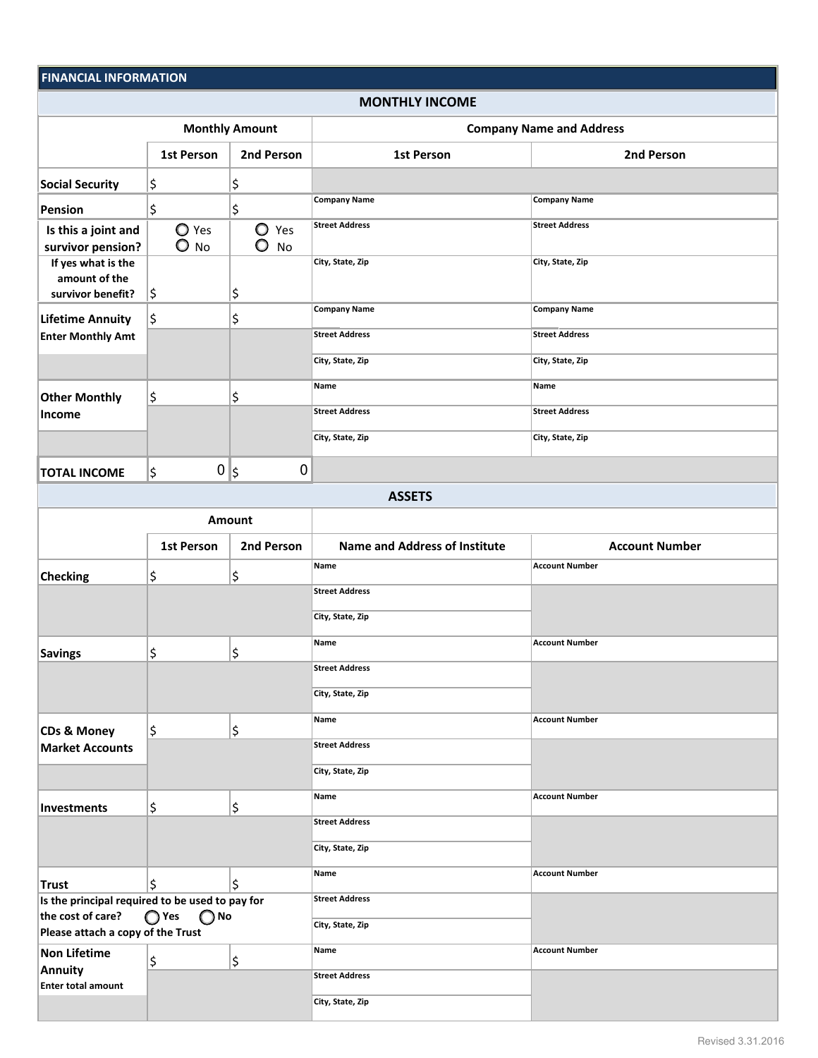## FINANCIAL INFORMATION

### MONTHLY INCOME

| | Monthly Amount | | Company Name and Address | |
|---|---|---|---|---|
| | 1st Person | 2nd Person | 1st Person | 2nd Person |
| **Social Security** | $ | $ | | |
| **Pension** | $ | $ | Company Name | Company Name |
| **Is this a joint and survivor pension?** | ○ Yes ○ No | ○ Yes ○ No | Street Address | Street Address |
| **If yes what is the amount of the survivor benefit?** | $ | $ | City, State, Zip | City, State, Zip |
| **Lifetime Annuity** | $ | $ | Company Name | Company Name |
| **Enter Monthly Amt** | | | Street Address | Street Address |
| | | | City, State, Zip | City, State, Zip |
| **Other Monthly Income** | $ | $ | Name | Name |
| | | | Street Address | Street Address |
| | | | City, State, Zip | City, State, Zip |
| **TOTAL INCOME** | $ 0 | $ 0 | | |

### ASSETS

| | Amount | | | |
|---|---|---|---|---|
| | 1st Person | 2nd Person | Name and Address of Institute | Account Number |
| **Checking** | $ | $ | Name | Account Number |
| | | | Street Address | |
| | | | City, State, Zip | |
| **Savings** | $ | $ | Name | Account Number |
| | | | Street Address | |
| | | | City, State, Zip | |
| **CDs & Money Market Accounts** | $ | $ | Name | Account Number |
| | | | Street Address | |
| | | | City, State, Zip | |
| **Investments** | $ | $ | Name | Account Number |
| | | | Street Address | |
| | | | City, State, Zip | |
| **Trust** | $ | $ | Name | Account Number |
| **Is the principal required to be used to pay for the cost of care?** ○ Yes ○ No **Please attach a copy of the Trust** | | | Street Address | |
| | | | City, State, Zip | |
| **Non Lifetime Annuity** | $ | $ | Name | Account Number |
| **Enter total amount** | | | Street Address | |
| | | | City, State, Zip | |

Revised 3.31.2016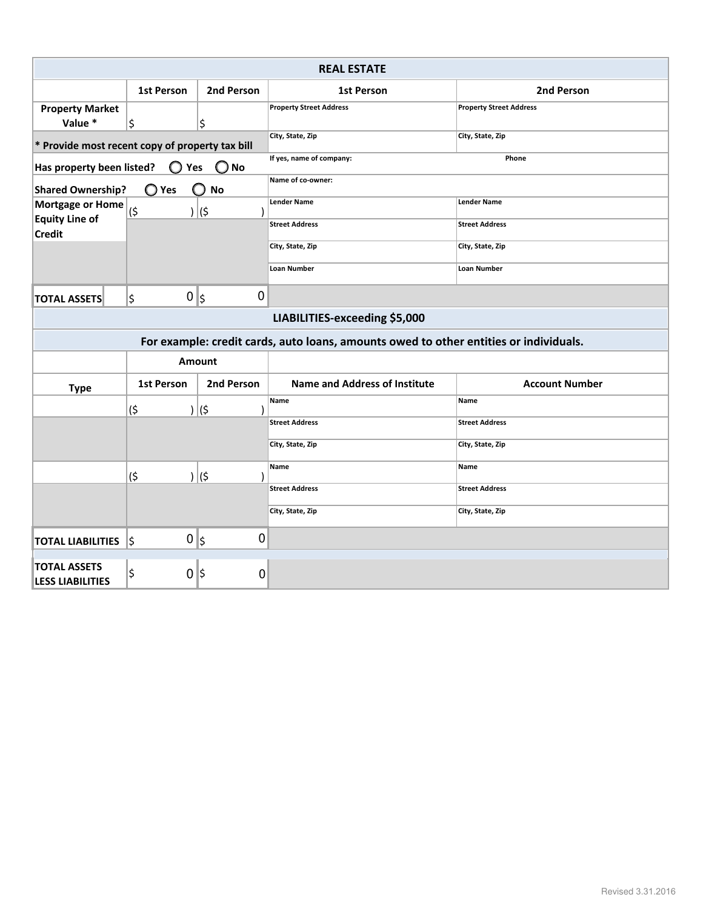## REAL ESTATE

| | 1st Person | 2nd Person | 1st Person | 2nd Person |
|---|---|---|---|---|
| Property Market Value * | $ | $ | Property Street Address | Property Street Address |
| * Provide most recent copy of property tax bill | | | City, State, Zip | City, State, Zip |
| Has property been listed? ◯ Yes ◯ No | | | If yes, name of company: | Phone |
| Shared Ownership? ◯ Yes ◯ No | | | Name of co-owner: | |
| Mortgage or Home Equity Line of Credit | ($ ) | ($ ) | Lender Name | Lender Name |
| | | | Street Address | Street Address |
| | | | City, State, Zip | City, State, Zip |
| | | | Loan Number | Loan Number |
| TOTAL ASSETS | $ 0 | $ 0 | | |

## LIABILITIES-exceeding $5,000

**For example: credit cards, auto loans, amounts owed to other entities or individuals.**

| Type | Amount | | Name and Address of Institute | Account Number |
|---|---|---|---|---|
| | 1st Person | 2nd Person | | |
| | ($ ) | ($ ) | Name | Name |
| | | | Street Address | Street Address |
| | | | City, State, Zip | City, State, Zip |
| | ($ ) | ($ ) | Name | Name |
| | | | Street Address | Street Address |
| | | | City, State, Zip | City, State, Zip |
| TOTAL LIABILITIES | $ 0 | $ 0 | | |
| TOTAL ASSETS LESS LIABILITIES | $ 0 | $ 0 | | |

Revised 3.31.2016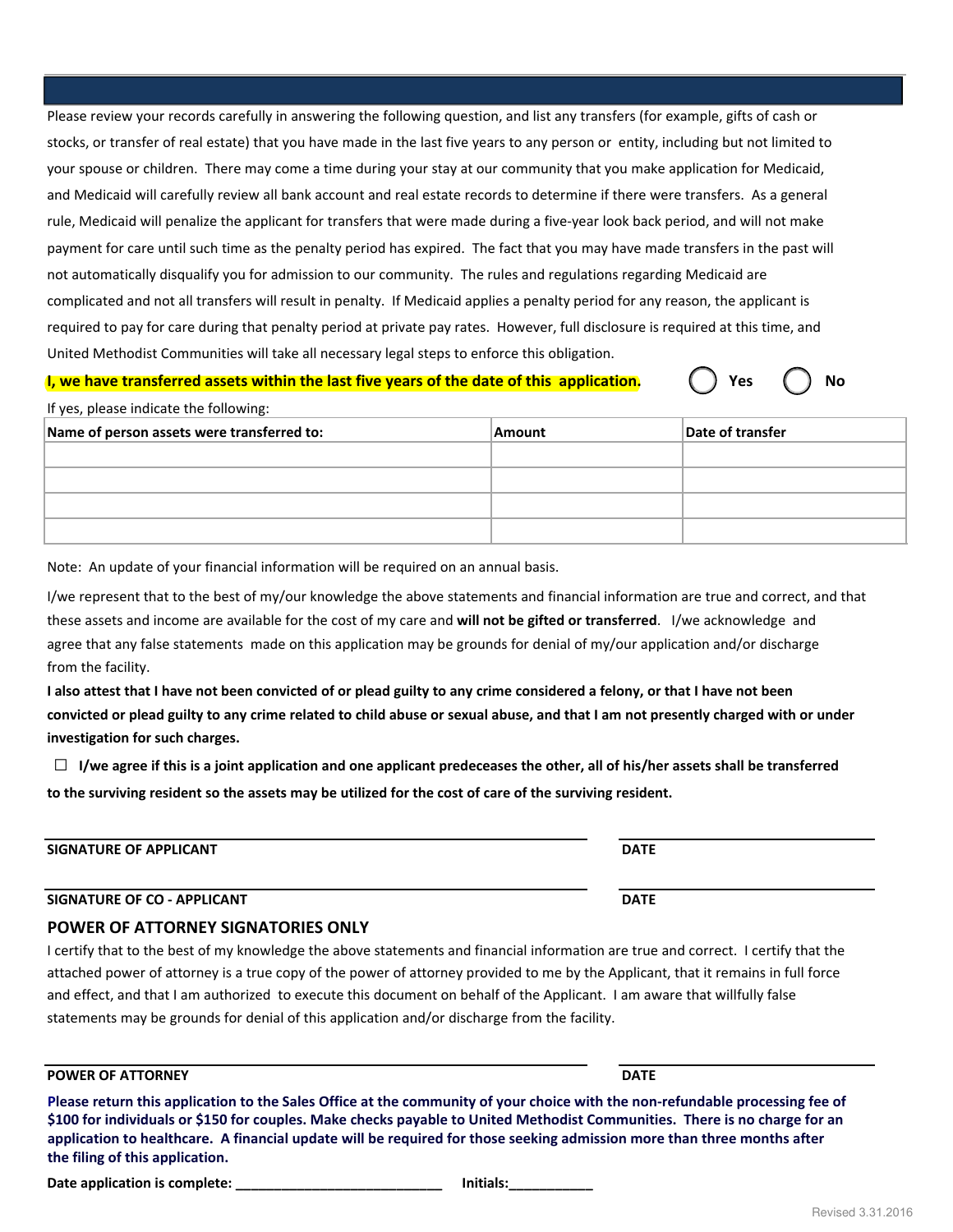Please review your records carefully in answering the following question, and list any transfers (for example, gifts of cash or stocks, or transfer of real estate) that you have made in the last five years to any person or entity, including but not limited to your spouse or children. There may come a time during your stay at our community that you make application for Medicaid, and Medicaid will carefully review all bank account and real estate records to determine if there were transfers. As a general rule, Medicaid will penalize the applicant for transfers that were made during a five-year look back period, and will not make payment for care until such time as the penalty period has expired. The fact that you may have made transfers in the past will not automatically disqualify you for admission to our community. The rules and regulations regarding Medicaid are complicated and not all transfers will result in penalty. If Medicaid applies a penalty period for any reason, the applicant is required to pay for care during that penalty period at private pay rates. However, full disclosure is required at this time, and United Methodist Communities will take all necessary legal steps to enforce this obligation.

**I, we have transferred assets within the last five years of the date of this application.** ◯ Yes ◯ No

If yes, please indicate the following:

| Name of person assets were transferred to: | Amount | Date of transfer |
|---|---|---|
| | | |
| | | |
| | | |
| | | |

Note: An update of your financial information will be required on an annual basis.

I/we represent that to the best of my/our knowledge the above statements and financial information are true and correct, and that these assets and income are available for the cost of my care and **will not be gifted or transferred**. I/we acknowledge and agree that any false statements made on this application may be grounds for denial of my/our application and/or discharge from the facility.

**I also attest that I have not been convicted of or plead guilty to any crime considered a felony, or that I have not been convicted or plead guilty to any crime related to child abuse or sexual abuse, and that I am not presently charged with or under investigation for such charges.**

☐ **I/we agree if this is a joint application and one applicant predeceases the other, all of his/her assets shall be transferred to the surviving resident so the assets may be utilized for the cost of care of the surviving resident.**

**SIGNATURE OF APPLICANT** ______________________ **DATE** ______________

**SIGNATURE OF CO - APPLICANT** ______________________ **DATE** ______________

## POWER OF ATTORNEY SIGNATORIES ONLY

I certify that to the best of my knowledge the above statements and financial information are true and correct. I certify that the attached power of attorney is a true copy of the power of attorney provided to me by the Applicant, that it remains in full force and effect, and that I am authorized to execute this document on behalf of the Applicant. I am aware that willfully false statements may be grounds for denial of this application and/or discharge from the facility.

**POWER OF ATTORNEY** ______________________ **DATE** ______________

**Please return this application to the Sales Office at the community of your choice with the non-refundable processing fee of $100 for individuals or $150 for couples. Make checks payable to United Methodist Communities. There is no charge for an application to healthcare. A financial update will be required for those seeking admission more than three months after the filing of this application.**

**Date application is complete:** ___________________________ **Initials:**___________

Revised 3.31.2016